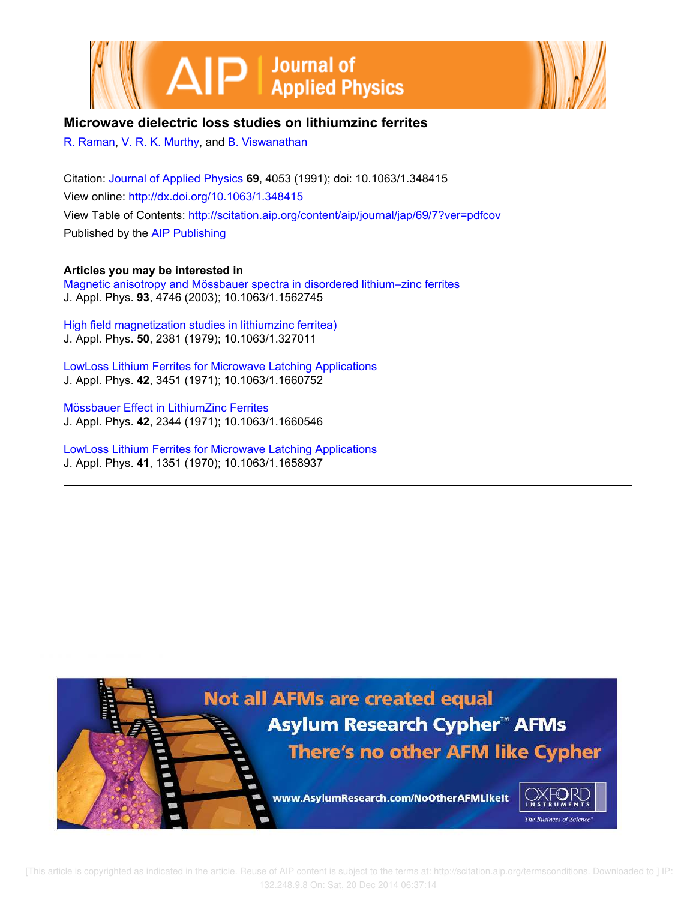# Microwave dielectric loss studies on lithiumzinc ferrites

R. Raman, V. R. K. Murthy, and B. Viswanathan

Citation: Journal of Applied Physics **69**, 4053 (1991); doi: 10.1063/1.348415

View online: http://dx.doi.org/10.1063/1.348415

View Table of Contents: http://scitation.aip.org/content/aip/journal/jap/69/7?ver=pdfcov

Published by the AIP Publishing

## Articles you may be interested in

Magnetic anisotropy and Mössbauer spectra in disordered lithium–zinc ferrites
J. Appl. Phys. **93**, 4746 (2003); 10.1063/1.1562745

High field magnetization studies in lithiumzinc ferritea)
J. Appl. Phys. **50**, 2381 (1979); 10.1063/1.327011

LowLoss Lithium Ferrites for Microwave Latching Applications
J. Appl. Phys. **42**, 3451 (1971); 10.1063/1.1660752

Mössbauer Effect in LithiumZinc Ferrites
J. Appl. Phys. **42**, 2344 (1971); 10.1063/1.1660546

LowLoss Lithium Ferrites for Microwave Latching Applications
J. Appl. Phys. **41**, 1351 (1970); 10.1063/1.1658937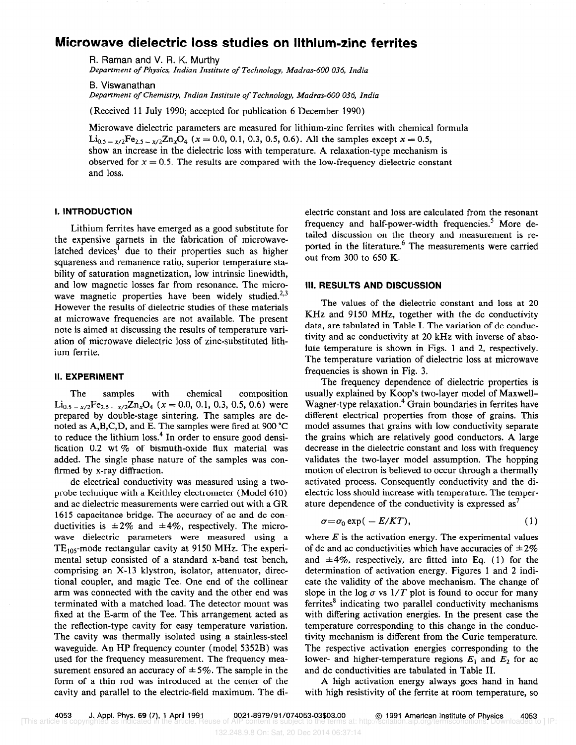# Microwave dielectric loss studies on lithium-zinc ferrites

R. Raman and V. R. K. Murthy
*Department of Physics, Indian Institute of Technology, Madras-600 036, India*

B. Viswanathan
*Department of Chemistry, Indian Institute of Technology, Madras-600 036, India*

(Received 11 July 1990; accepted for publication 6 December 1990)

Microwave dielectric parameters are measured for lithium-zinc ferrites with chemical formula $Li_{0.5-x/2}Fe_{2.5-x/2}Zn_xO_4$ ($x = 0.0$, 0.1, 0.3, 0.5, 0.6). All the samples except $x = 0.5$, show an increase in the dielectric loss with temperature. A relaxation-type mechanism is observed for $x = 0.5$. The results are compared with the low-frequency dielectric constant and loss.

## I. INTRODUCTION

Lithium ferrites have emerged as a good substitute for the expensive garnets in the fabrication of microwave-latched devices[1] due to their properties such as higher squareness and remanence ratio, superior temperature stability of saturation magnetization, low intrinsic linewidth, and low magnetic losses far from resonance. The microwave magnetic properties have been widely studied.[2,3] However the results of dielectric studies of these materials at microwave frequencies are not available. The present note is aimed at discussing the results of temperature variation of microwave dielectric loss of zinc-substituted lithium ferrite.

## II. EXPERIMENT

The samples with chemical composition $Li_{0.5-x/2}Fe_{2.5-x/2}Zn_xO_4$ ($x = 0.0$, 0.1, 0.3, 0.5, 0.6) were prepared by double-stage sintering. The samples are denoted as A,B,C,D, and E. The samples were fired at 900 °C to reduce the lithium loss.[4] In order to ensure good densification 0.2 wt % of bismuth-oxide flux material was added. The single phase nature of the samples was confirmed by x-ray diffraction.

dc electrical conductivity was measured using a two-probe technique with a Keithley electrometer (Model 610) and ac dielectric measurements were carried out with a GR 1615 capacitance bridge. The accuracy of ac and dc conductivities is ±2% and ±4%, respectively. The microwave dielectric parameters were measured using a $TE_{105}$-mode rectangular cavity at 9150 MHz. The experimental setup consisted of a standard x-band test bench, comprising an X-13 klystron, isolator, attenuator, directional coupler, and magic Tee. One end of the collinear arm was connected with the cavity and the other end was terminated with a matched load. The detector mount was fixed at the E-arm of the Tee. This arrangement acted as the reflection-type cavity for easy temperature variation. The cavity was thermally isolated using a stainless-steel waveguide. An HP frequency counter (model 5352B) was used for the frequency measurement. The frequency measurement ensured an accuracy of ±5%. The sample in the form of a thin rod was introduced at the center of the cavity and parallel to the electric-field maximum. The dielectric constant and loss are calculated from the resonant frequency and half-power-width frequencies.[5] More detailed discussion on the theory and measurement is reported in the literature.[6] The measurements were carried out from 300 to 650 K.

## III. RESULTS AND DISCUSSION

The values of the dielectric constant and loss at 20 KHz and 9150 MHz, together with the dc conductivity data, are tabulated in Table I. The variation of dc conductivity and ac conductivity at 20 kHz with inverse of absolute temperature is shown in Figs. 1 and 2, respectively. The temperature variation of dielectric loss at microwave frequencies is shown in Fig. 3.

The frequency dependence of dielectric properties is usually explained by Koop's two-layer model of Maxwell-Wagner-type relaxation.[4] Grain boundaries in ferrites have different electrical properties from those of grains. This model assumes that grains with low conductivity separate the grains which are relatively good conductors. A large decrease in the dielectric constant and loss with frequency validates the two-layer model assumption. The hopping motion of electron is believed to occur through a thermally activated process. Consequently conductivity and the dielectric loss should increase with temperature. The temperature dependence of the conductivity is expressed as[7]

$$\sigma = \sigma_0 \exp(-E/KT), \tag{1}$$

where $E$ is the activation energy. The experimental values of dc and ac conductivities which have accuracies of ±2% and ±4%, respectively, are fitted into Eq. (1) for the determination of activation energy. Figures 1 and 2 indicate the validity of the above mechanism. The change of slope in the log $\sigma$ vs $1/T$ plot is found to occur for many ferrites[8] indicating two parallel conductivity mechanisms with differing activation energies. In the present case the temperature corresponding to this change in the conductivity mechanism is different from the Curie temperature. The respective activation energies corresponding to the lower- and higher-temperature regions $E_1$ and $E_2$ for ac and dc conductivities are tabulated in Table II.

A high activation energy always goes hand in hand with high resistivity of the ferrite at room temperature, so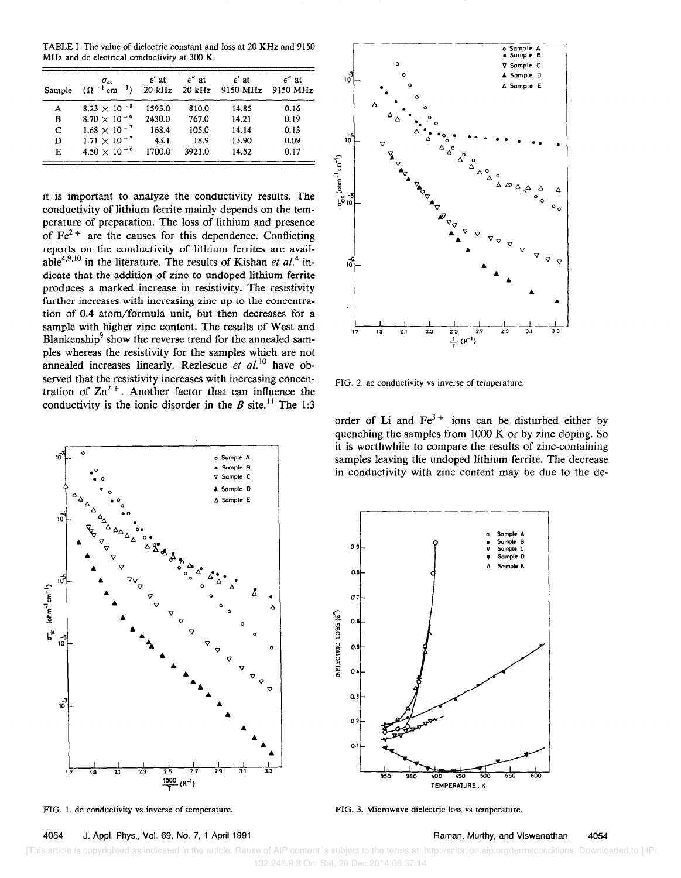TABLE I. The value of dielectric constant and loss at 20 KHz and 9150 MHz and dc electrical conductivity at 300 K.

| Sample | $\sigma_{dc}$ ($\Omega^{-1}$ cm$^{-1}$) | $\epsilon'$ at 20 kHz | $\epsilon''$ at 20 kHz | $\epsilon'$ at 9150 MHz | $\epsilon''$ at 9150 MHz |
|---|---|---|---|---|---|
| A | $8.23 \times 10^{-8}$ | 1593.0 | 810.0 | 14.85 | 0.16 |
| B | $8.70 \times 10^{-6}$ | 2430.0 | 767.0 | 14.21 | 0.19 |
| C | $1.68 \times 10^{-7}$ | 168.4 | 105.0 | 14.14 | 0.13 |
| D | $1.71 \times 10^{-7}$ | 43.1 | 18.9 | 13.90 | 0.09 |
| E | $4.50 \times 10^{-6}$ | 1700.0 | 3921.0 | 14.52 | 0.17 |

it is important to analyze the conductivity results. The conductivity of lithium ferrite mainly depends on the temperature of preparation. The loss of lithium and presence of $Fe^{2+}$ are the causes for this dependence. Conflicting reports on the conductivity of lithium ferrites are available[4,9,10] in the literature. The results of Kishan *et al.*[4] indicate that the addition of zinc to undoped lithium ferrite produces a marked increase in resistivity. The resistivity further increases with increasing zinc up to the concentration of 0.4 atom/formula unit, but then decreases for a sample with higher zinc content. The results of West and Blankenship[9] show the reverse trend for the annealed samples whereas the resistivity for the samples which are not annealed increases linearly. Rezlescue *et al.*[10] have observed that the resistivity increases with increasing concentration of $Zn^{2+}$. Another factor that can influence the conductivity is the ionic disorder in the *B* site.[11] The 1:3 order of Li and $Fe^{3+}$ ions can be disturbed either by quenching the samples from 1000 K or by zinc doping. So it is worthwhile to compare the results of zinc-containing samples leaving the undoped lithium ferrite. The decrease in conductivity with zinc content may be due to the de-

FIG. 1. dc conductivity vs inverse of temperature.

FIG. 2. ac conductivity vs inverse of temperature.

FIG. 3. Microwave dielectric loss vs temperature.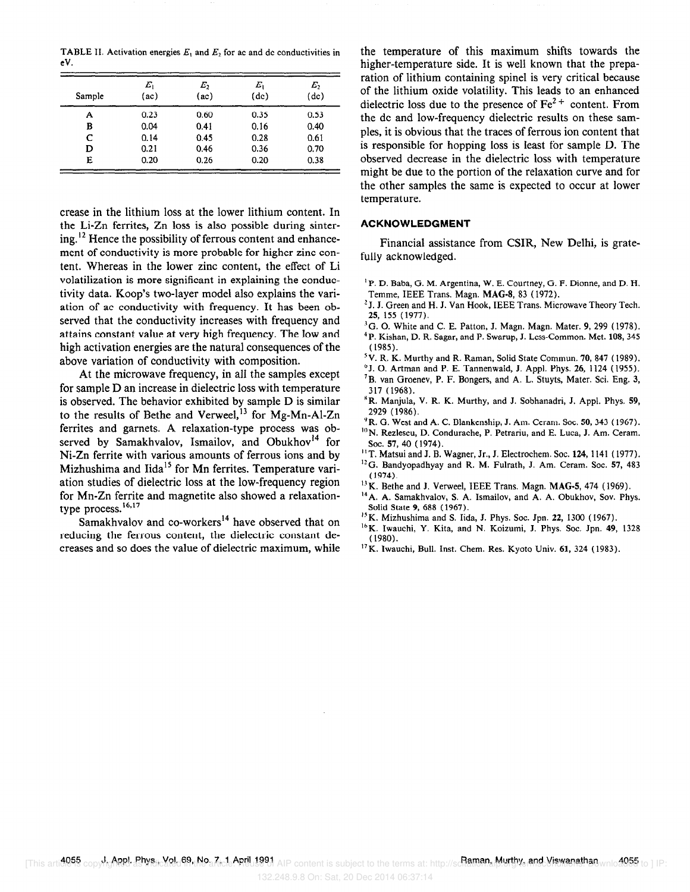TABLE II. Activation energies $E_1$ and $E_2$ for ac and dc conductivities in eV.

| Sample | $E_1$ (ac) | $E_2$ (ac) | $E_1$ (dc) | $E_2$ (dc) |
|---|---|---|---|---|
| A | 0.23 | 0.60 | 0.35 | 0.53 |
| B | 0.04 | 0.41 | 0.16 | 0.40 |
| C | 0.14 | 0.45 | 0.28 | 0.61 |
| D | 0.21 | 0.46 | 0.36 | 0.70 |
| E | 0.20 | 0.26 | 0.20 | 0.38 |

crease in the lithium loss at the lower lithium content. In the Li-Zn ferrites, Zn loss is also possible during sintering.[12] Hence the possibility of ferrous content and enhancement of conductivity is more probable for higher zinc content. Whereas in the lower zinc content, the effect of Li volatilization is more significant in explaining the conductivity data. Koop's two-layer model also explains the variation of ac conductivity with frequency. It has been observed that the conductivity increases with frequency and attains constant value at very high frequency. The low and high activation energies are the natural consequences of the above variation of conductivity with composition.

At the microwave frequency, in all the samples except for sample D an increase in dielectric loss with temperature is observed. The behavior exhibited by sample D is similar to the results of Bethe and Verweel,[13] for Mg-Mn-Al-Zn ferrites and garnets. A relaxation-type process was observed by Samakhvalov, Ismailov, and Obukhov[14] for Ni-Zn ferrite with various amounts of ferrous ions and by Mizhushima and Iida[15] for Mn ferrites. Temperature variation studies of dielectric loss at the low-frequency region for Mn-Zn ferrite and magnetite also showed a relaxation-type process.[16,17]

Samakhvalov and co-workers[14] have observed that on reducing the ferrous content, the dielectric constant decreases and so does the value of dielectric maximum, while the temperature of this maximum shifts towards the higher-temperature side. It is well known that the preparation of lithium containing spinel is very critical because of the lithium oxide volatility. This leads to an enhanced dielectric loss due to the presence of $Fe^{2+}$ content. From the dc and low-frequency dielectric results on these samples, it is obvious that the traces of ferrous ion content that is responsible for hopping loss is least for sample D. The observed decrease in the dielectric loss with temperature might be due to the portion of the relaxation curve and for the other samples the same is expected to occur at lower temperature.

## ACKNOWLEDGMENT

Financial assistance from CSIR, New Delhi, is gratefully acknowledged.

[1] P. D. Baba, G. M. Argentina, W. E. Courtney, G. F. Dionne, and D. H. Temme, IEEE Trans. Magn. MAG-8, 83 (1972).
[2] J. J. Green and H. J. Van Hook, IEEE Trans. Microwave Theory Tech. 25, 155 (1977).
[3] G. O. White and C. E. Patton, J. Magn. Magn. Mater. 9, 299 (1978).
[4] P. Kishan, D. R. Sagar, and P. Swarup, J. Less-Common. Met. 108, 345 (1985).
[5] V. R. K. Murthy and R. Raman, Solid State Commun. 70, 847 (1989).
[6] J. O. Artman and P. E. Tannenwald, J. Appl. Phys. 26, 1124 (1955).
[7] B. van Groenev, P. F. Bongers, and A. L. Stuyts, Mater. Sci. Eng. 3, 317 (1968).
[8] R. Manjula, V. R. K. Murthy, and J. Sobhanadri, J. Appl. Phys. 59, 2929 (1986).
[9] R. G. West and A. C. Blankenship, J. Am. Ceram. Soc. 50, 343 (1967).
[10] N. Rezlescu, D. Condurache, P. Petrariu, and E. Luca, J. Am. Ceram. Soc. 57, 40 (1974).
[11] T. Matsui and J. B. Wagner, Jr., J. Electrochem. Soc. 124, 1141 (1977).
[12] G. Bandyopadhyay and R. M. Fulrath, J. Am. Ceram. Soc. 57, 483 (1974).
[13] K. Bethe and J. Verweel, IEEE Trans. Magn. MAG-5, 474 (1969).
[14] A. A. Samakhvalov, S. A. Ismailov, and A. A. Obukhov, Sov. Phys. Solid State 9, 688 (1967).
[15] K. Mizhushima and S. Iida, J. Phys. Soc. Jpn. 22, 1300 (1967).
[16] K. Iwauchi, Y. Kita, and N. Koizumi, J. Phys. Soc. Jpn. 49, 1328 (1980).
[17] K. Iwauchi, Bull. Inst. Chem. Res. Kyoto Univ. 61, 324 (1983).